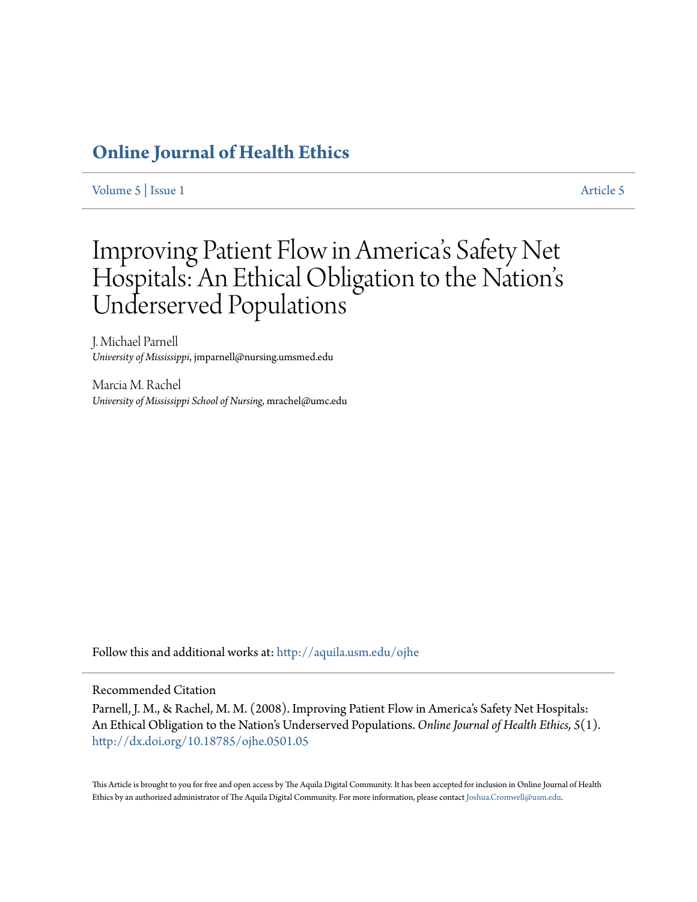# Online Journal of Health Ethics

Volume 5 | Issue 1 Article 5

# Improving Patient Flow in America's Safety Net Hospitals: An Ethical Obligation to the Nation's Underserved Populations

J. Michael Parnell
*University of Mississippi*, jmparnell@nursing.umsmed.edu

Marcia M. Rachel
*University of Mississippi School of Nursing*, mrachel@umc.edu

Follow this and additional works at: http://aquila.usm.edu/ojhe

Recommended Citation

Parnell, J. M., & Rachel, M. M. (2008). Improving Patient Flow in America's Safety Net Hospitals: An Ethical Obligation to the Nation's Underserved Populations. *Online Journal of Health Ethics, 5*(1). http://dx.doi.org/10.18785/ojhe.0501.05

This Article is brought to you for free and open access by The Aquila Digital Community. It has been accepted for inclusion in Online Journal of Health Ethics by an authorized administrator of The Aquila Digital Community. For more information, please contact Joshua.Cromwell@usm.edu.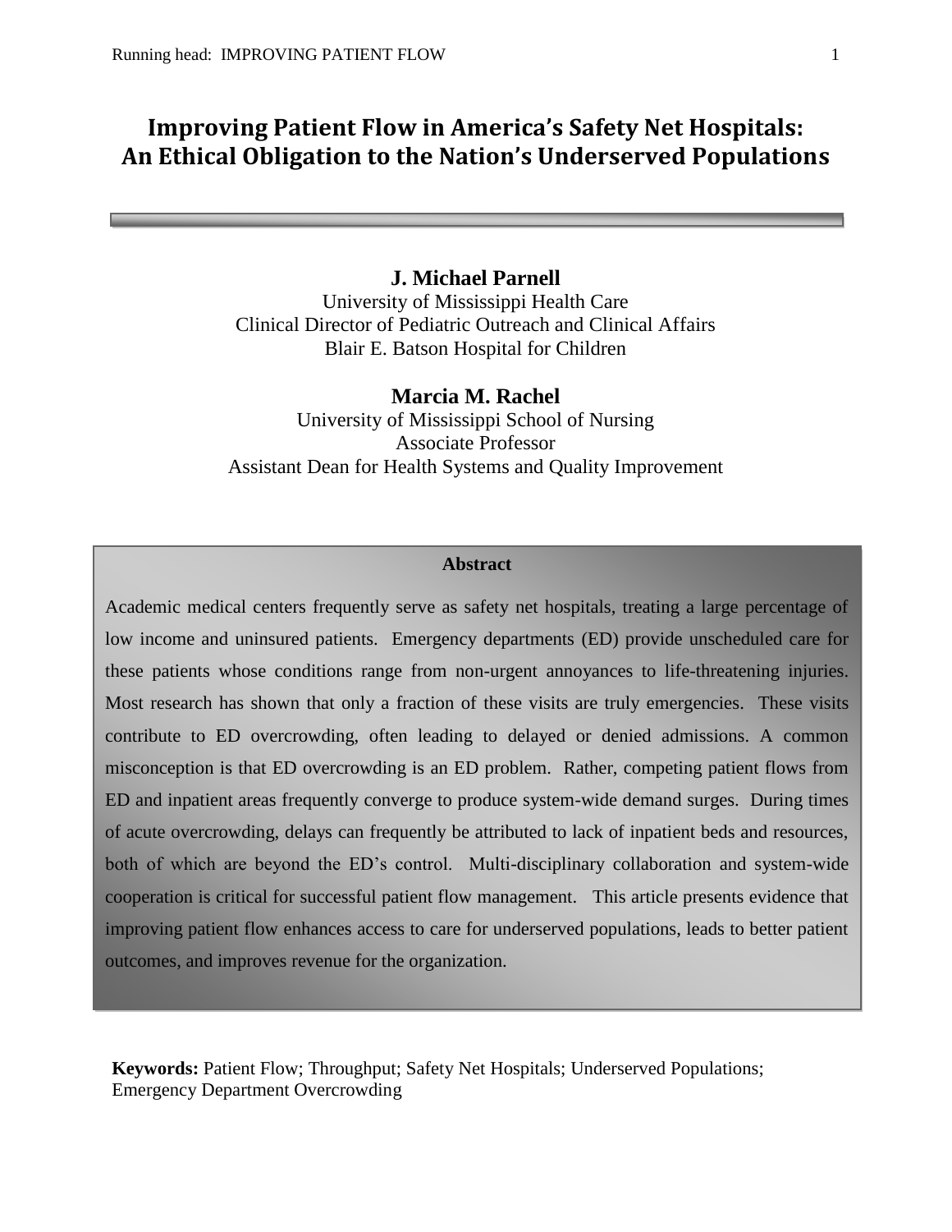# Improving Patient Flow in America's Safety Net Hospitals: An Ethical Obligation to the Nation's Underserved Populations

**J. Michael Parnell**
University of Mississippi Health Care
Clinical Director of Pediatric Outreach and Clinical Affairs
Blair E. Batson Hospital for Children

**Marcia M. Rachel**
University of Mississippi School of Nursing
Associate Professor
Assistant Dean for Health Systems and Quality Improvement

**Abstract**

Academic medical centers frequently serve as safety net hospitals, treating a large percentage of low income and uninsured patients. Emergency departments (ED) provide unscheduled care for these patients whose conditions range from non-urgent annoyances to life-threatening injuries. Most research has shown that only a fraction of these visits are truly emergencies. These visits contribute to ED overcrowding, often leading to delayed or denied admissions. A common misconception is that ED overcrowding is an ED problem. Rather, competing patient flows from ED and inpatient areas frequently converge to produce system-wide demand surges. During times of acute overcrowding, delays can frequently be attributed to lack of inpatient beds and resources, both of which are beyond the ED's control. Multi-disciplinary collaboration and system-wide cooperation is critical for successful patient flow management. This article presents evidence that improving patient flow enhances access to care for underserved populations, leads to better patient outcomes, and improves revenue for the organization.

**Keywords:** Patient Flow; Throughput; Safety Net Hospitals; Underserved Populations; Emergency Department Overcrowding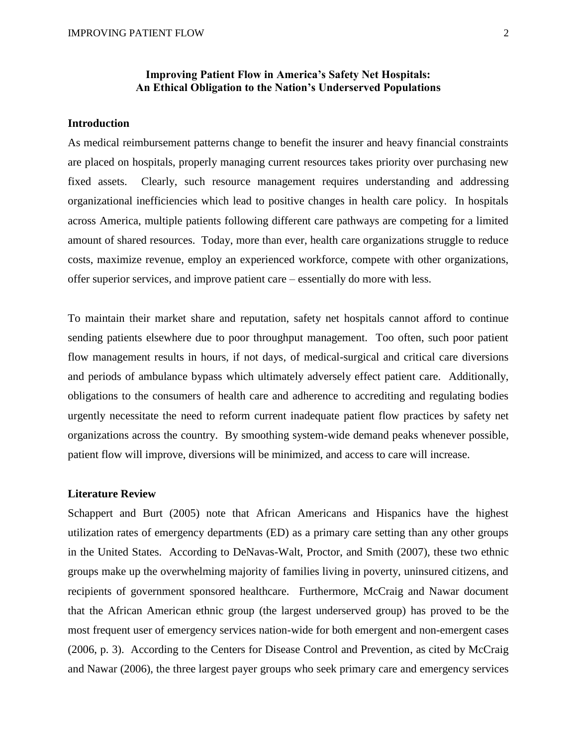**Improving Patient Flow in America's Safety Net Hospitals: An Ethical Obligation to the Nation's Underserved Populations**

## Introduction

As medical reimbursement patterns change to benefit the insurer and heavy financial constraints are placed on hospitals, properly managing current resources takes priority over purchasing new fixed assets. Clearly, such resource management requires understanding and addressing organizational inefficiencies which lead to positive changes in health care policy. In hospitals across America, multiple patients following different care pathways are competing for a limited amount of shared resources. Today, more than ever, health care organizations struggle to reduce costs, maximize revenue, employ an experienced workforce, compete with other organizations, offer superior services, and improve patient care – essentially do more with less.

To maintain their market share and reputation, safety net hospitals cannot afford to continue sending patients elsewhere due to poor throughput management. Too often, such poor patient flow management results in hours, if not days, of medical-surgical and critical care diversions and periods of ambulance bypass which ultimately adversely effect patient care. Additionally, obligations to the consumers of health care and adherence to accrediting and regulating bodies urgently necessitate the need to reform current inadequate patient flow practices by safety net organizations across the country. By smoothing system-wide demand peaks whenever possible, patient flow will improve, diversions will be minimized, and access to care will increase.

## Literature Review

Schappert and Burt (2005) note that African Americans and Hispanics have the highest utilization rates of emergency departments (ED) as a primary care setting than any other groups in the United States. According to DeNavas-Walt, Proctor, and Smith (2007), these two ethnic groups make up the overwhelming majority of families living in poverty, uninsured citizens, and recipients of government sponsored healthcare. Furthermore, McCraig and Nawar document that the African American ethnic group (the largest underserved group) has proved to be the most frequent user of emergency services nation-wide for both emergent and non-emergent cases (2006, p. 3). According to the Centers for Disease Control and Prevention, as cited by McCraig and Nawar (2006), the three largest payer groups who seek primary care and emergency services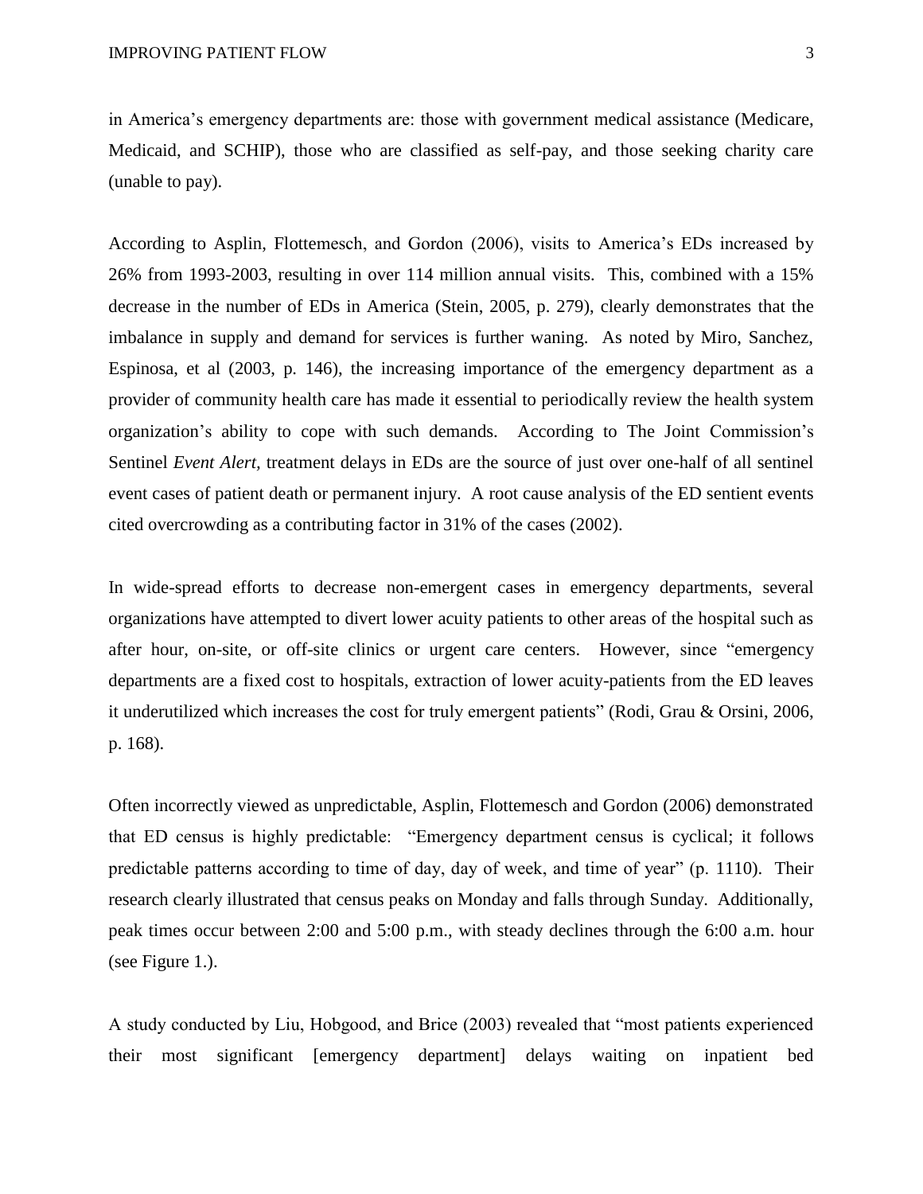in America's emergency departments are: those with government medical assistance (Medicare, Medicaid, and SCHIP), those who are classified as self-pay, and those seeking charity care (unable to pay).

According to Asplin, Flottemesch, and Gordon (2006), visits to America's EDs increased by 26% from 1993-2003, resulting in over 114 million annual visits. This, combined with a 15% decrease in the number of EDs in America (Stein, 2005, p. 279), clearly demonstrates that the imbalance in supply and demand for services is further waning. As noted by Miro, Sanchez, Espinosa, et al (2003, p. 146), the increasing importance of the emergency department as a provider of community health care has made it essential to periodically review the health system organization's ability to cope with such demands. According to The Joint Commission's Sentinel *Event Alert,* treatment delays in EDs are the source of just over one-half of all sentinel event cases of patient death or permanent injury. A root cause analysis of the ED sentient events cited overcrowding as a contributing factor in 31% of the cases (2002).

In wide-spread efforts to decrease non-emergent cases in emergency departments, several organizations have attempted to divert lower acuity patients to other areas of the hospital such as after hour, on-site, or off-site clinics or urgent care centers. However, since "emergency departments are a fixed cost to hospitals, extraction of lower acuity-patients from the ED leaves it underutilized which increases the cost for truly emergent patients" (Rodi, Grau & Orsini, 2006, p. 168).

Often incorrectly viewed as unpredictable, Asplin, Flottemesch and Gordon (2006) demonstrated that ED census is highly predictable: "Emergency department census is cyclical; it follows predictable patterns according to time of day, day of week, and time of year" (p. 1110). Their research clearly illustrated that census peaks on Monday and falls through Sunday. Additionally, peak times occur between 2:00 and 5:00 p.m., with steady declines through the 6:00 a.m. hour (see Figure 1.).

A study conducted by Liu, Hobgood, and Brice (2003) revealed that "most patients experienced their most significant [emergency department] delays waiting on inpatient bed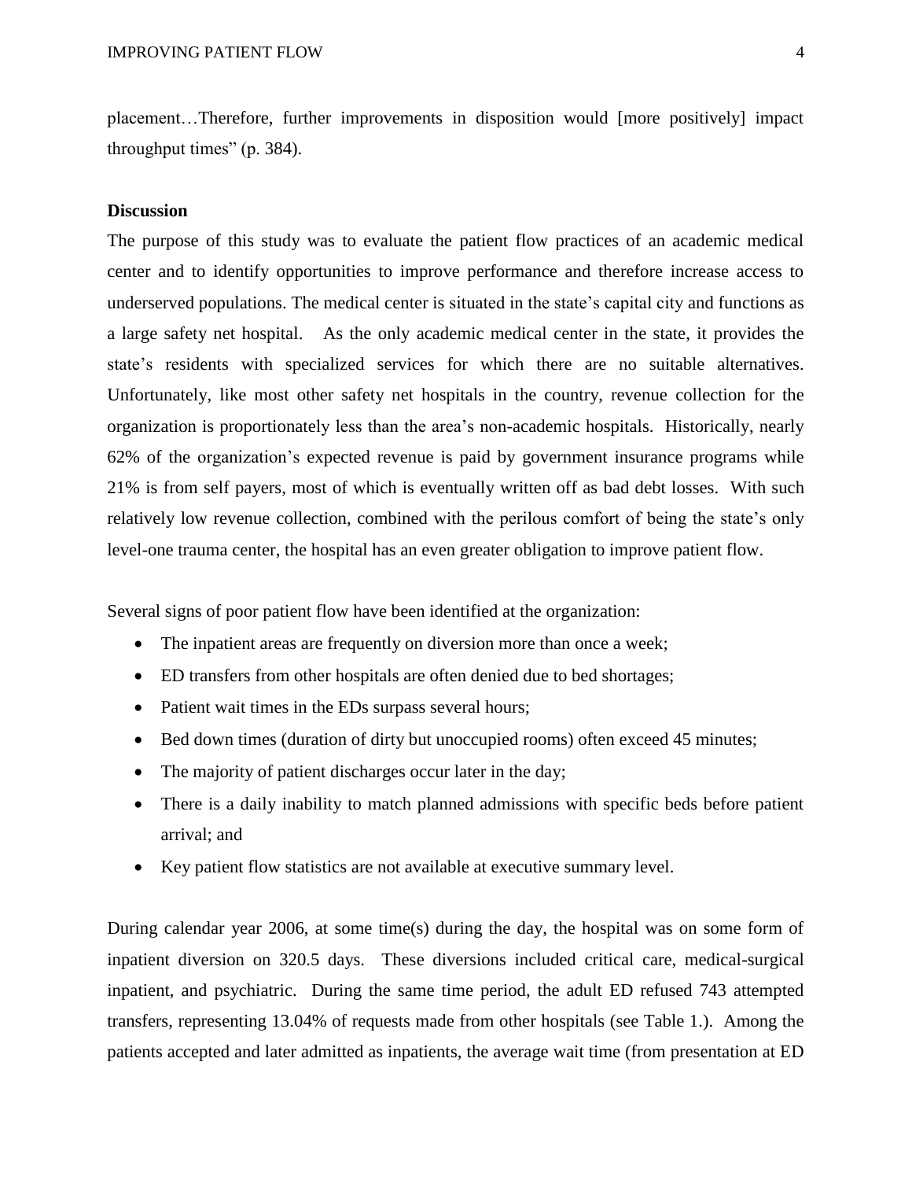placement…Therefore, further improvements in disposition would [more positively] impact throughput times" (p. 384).

**Discussion**

The purpose of this study was to evaluate the patient flow practices of an academic medical center and to identify opportunities to improve performance and therefore increase access to underserved populations. The medical center is situated in the state's capital city and functions as a large safety net hospital. As the only academic medical center in the state, it provides the state's residents with specialized services for which there are no suitable alternatives. Unfortunately, like most other safety net hospitals in the country, revenue collection for the organization is proportionately less than the area's non-academic hospitals. Historically, nearly 62% of the organization's expected revenue is paid by government insurance programs while 21% is from self payers, most of which is eventually written off as bad debt losses. With such relatively low revenue collection, combined with the perilous comfort of being the state's only level-one trauma center, the hospital has an even greater obligation to improve patient flow.

Several signs of poor patient flow have been identified at the organization:

- The inpatient areas are frequently on diversion more than once a week;
- ED transfers from other hospitals are often denied due to bed shortages;
- Patient wait times in the EDs surpass several hours;
- Bed down times (duration of dirty but unoccupied rooms) often exceed 45 minutes;
- The majority of patient discharges occur later in the day;
- There is a daily inability to match planned admissions with specific beds before patient arrival; and
- Key patient flow statistics are not available at executive summary level.

During calendar year 2006, at some time(s) during the day, the hospital was on some form of inpatient diversion on 320.5 days. These diversions included critical care, medical-surgical inpatient, and psychiatric. During the same time period, the adult ED refused 743 attempted transfers, representing 13.04% of requests made from other hospitals (see Table 1.). Among the patients accepted and later admitted as inpatients, the average wait time (from presentation at ED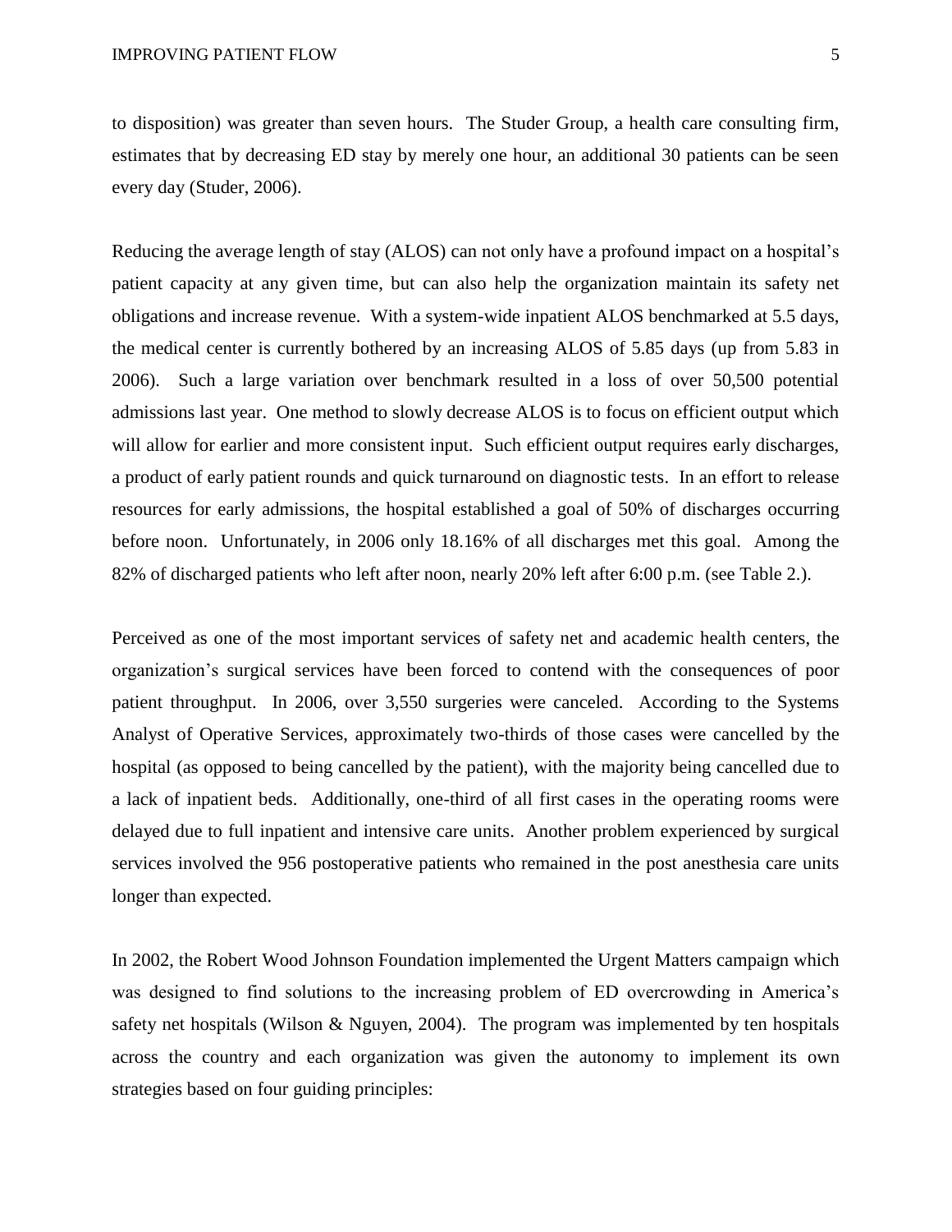to disposition) was greater than seven hours. The Studer Group, a health care consulting firm, estimates that by decreasing ED stay by merely one hour, an additional 30 patients can be seen every day (Studer, 2006).

Reducing the average length of stay (ALOS) can not only have a profound impact on a hospital's patient capacity at any given time, but can also help the organization maintain its safety net obligations and increase revenue. With a system-wide inpatient ALOS benchmarked at 5.5 days, the medical center is currently bothered by an increasing ALOS of 5.85 days (up from 5.83 in 2006). Such a large variation over benchmark resulted in a loss of over 50,500 potential admissions last year. One method to slowly decrease ALOS is to focus on efficient output which will allow for earlier and more consistent input. Such efficient output requires early discharges, a product of early patient rounds and quick turnaround on diagnostic tests. In an effort to release resources for early admissions, the hospital established a goal of 50% of discharges occurring before noon. Unfortunately, in 2006 only 18.16% of all discharges met this goal. Among the 82% of discharged patients who left after noon, nearly 20% left after 6:00 p.m. (see Table 2.).

Perceived as one of the most important services of safety net and academic health centers, the organization's surgical services have been forced to contend with the consequences of poor patient throughput. In 2006, over 3,550 surgeries were canceled. According to the Systems Analyst of Operative Services, approximately two-thirds of those cases were cancelled by the hospital (as opposed to being cancelled by the patient), with the majority being cancelled due to a lack of inpatient beds. Additionally, one-third of all first cases in the operating rooms were delayed due to full inpatient and intensive care units. Another problem experienced by surgical services involved the 956 postoperative patients who remained in the post anesthesia care units longer than expected.

In 2002, the Robert Wood Johnson Foundation implemented the Urgent Matters campaign which was designed to find solutions to the increasing problem of ED overcrowding in America's safety net hospitals (Wilson & Nguyen, 2004). The program was implemented by ten hospitals across the country and each organization was given the autonomy to implement its own strategies based on four guiding principles: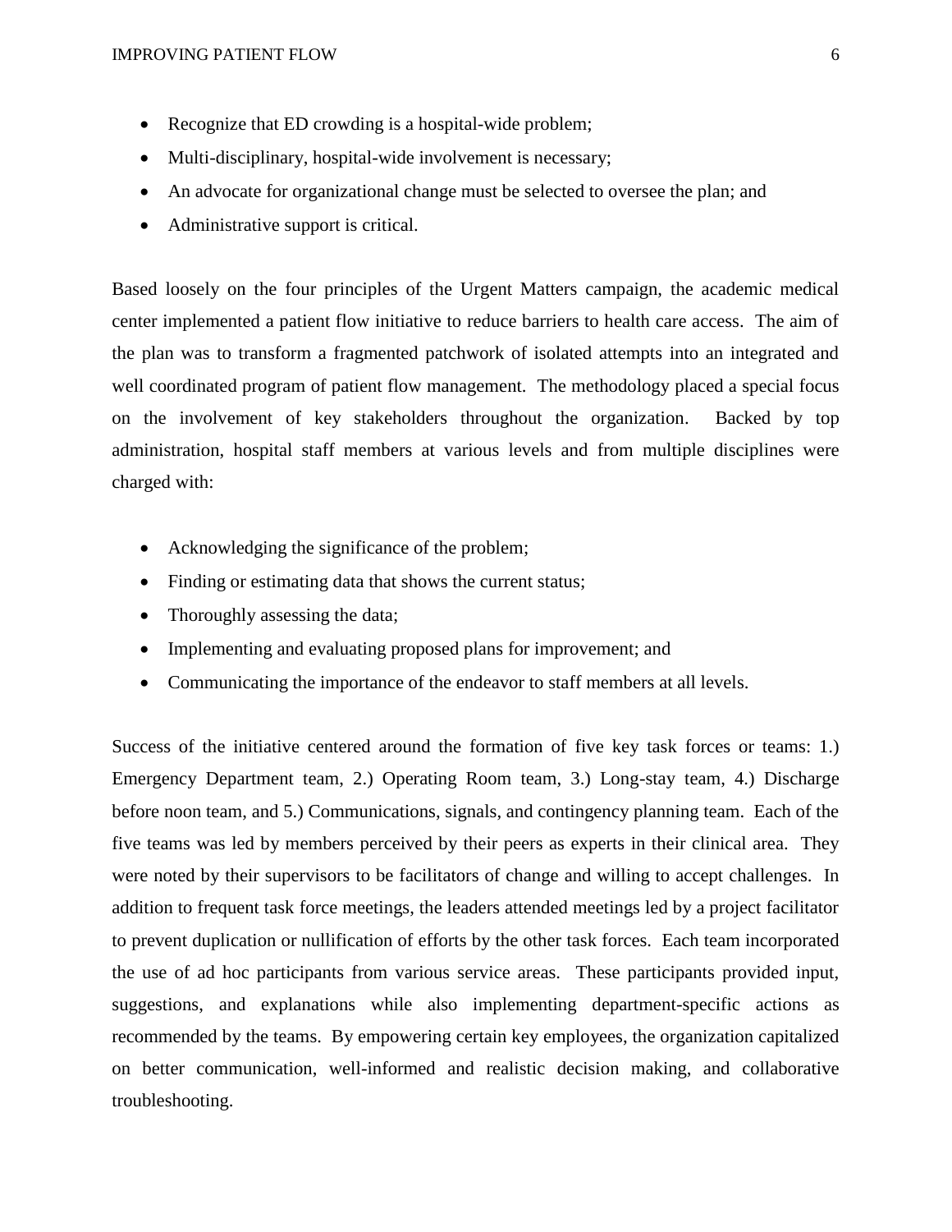- Recognize that ED crowding is a hospital-wide problem;
- Multi-disciplinary, hospital-wide involvement is necessary;
- An advocate for organizational change must be selected to oversee the plan; and
- Administrative support is critical.

Based loosely on the four principles of the Urgent Matters campaign, the academic medical center implemented a patient flow initiative to reduce barriers to health care access. The aim of the plan was to transform a fragmented patchwork of isolated attempts into an integrated and well coordinated program of patient flow management. The methodology placed a special focus on the involvement of key stakeholders throughout the organization. Backed by top administration, hospital staff members at various levels and from multiple disciplines were charged with:

- Acknowledging the significance of the problem;
- Finding or estimating data that shows the current status;
- Thoroughly assessing the data;
- Implementing and evaluating proposed plans for improvement; and
- Communicating the importance of the endeavor to staff members at all levels.

Success of the initiative centered around the formation of five key task forces or teams: 1.) Emergency Department team, 2.) Operating Room team, 3.) Long-stay team, 4.) Discharge before noon team, and 5.) Communications, signals, and contingency planning team. Each of the five teams was led by members perceived by their peers as experts in their clinical area. They were noted by their supervisors to be facilitators of change and willing to accept challenges. In addition to frequent task force meetings, the leaders attended meetings led by a project facilitator to prevent duplication or nullification of efforts by the other task forces. Each team incorporated the use of ad hoc participants from various service areas. These participants provided input, suggestions, and explanations while also implementing department-specific actions as recommended by the teams. By empowering certain key employees, the organization capitalized on better communication, well-informed and realistic decision making, and collaborative troubleshooting.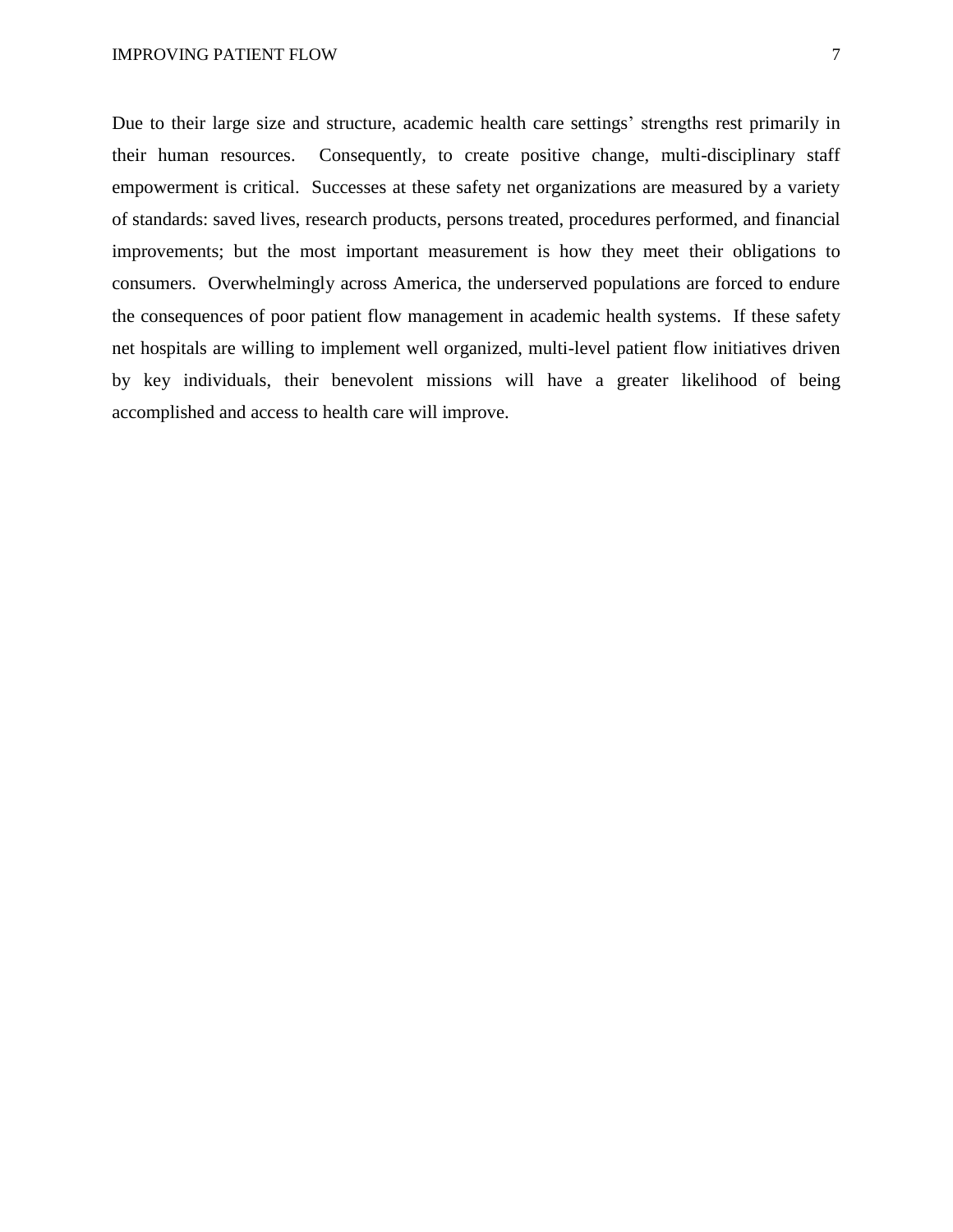Due to their large size and structure, academic health care settings' strengths rest primarily in their human resources.  Consequently, to create positive change, multi-disciplinary staff empowerment is critical.  Successes at these safety net organizations are measured by a variety of standards: saved lives, research products, persons treated, procedures performed, and financial improvements; but the most important measurement is how they meet their obligations to consumers.  Overwhelmingly across America, the underserved populations are forced to endure the consequences of poor patient flow management in academic health systems.  If these safety net hospitals are willing to implement well organized, multi-level patient flow initiatives driven by key individuals, their benevolent missions will have a greater likelihood of being accomplished and access to health care will improve.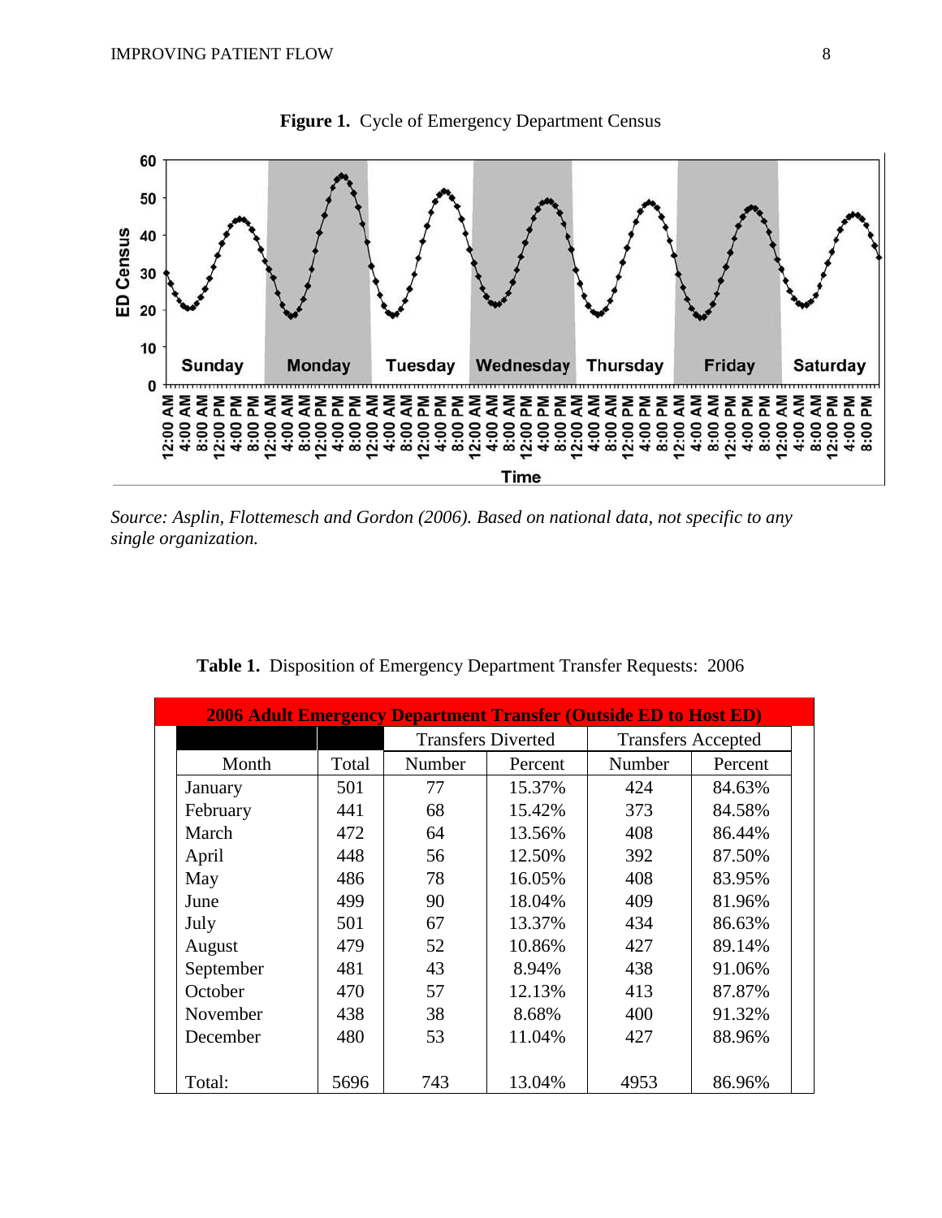**Figure 1.** Cycle of Emergency Department Census

*Source: Asplin, Flottemesch and Gordon (2006). Based on national data, not specific to any single organization.*

**Table 1.** Disposition of Emergency Department Transfer Requests: 2006

| 2006 Adult Emergency Department Transfer (Outside ED to Host ED) | | | | | |
|---|---|---|---|---|---|
| | | Transfers Diverted | | Transfers Accepted | |
| Month | Total | Number | Percent | Number | Percent |
| January | 501 | 77 | 15.37% | 424 | 84.63% |
| February | 441 | 68 | 15.42% | 373 | 84.58% |
| March | 472 | 64 | 13.56% | 408 | 86.44% |
| April | 448 | 56 | 12.50% | 392 | 87.50% |
| May | 486 | 78 | 16.05% | 408 | 83.95% |
| June | 499 | 90 | 18.04% | 409 | 81.96% |
| July | 501 | 67 | 13.37% | 434 | 86.63% |
| August | 479 | 52 | 10.86% | 427 | 89.14% |
| September | 481 | 43 | 8.94% | 438 | 91.06% |
| October | 470 | 57 | 12.13% | 413 | 87.87% |
| November | 438 | 38 | 8.68% | 400 | 91.32% |
| December | 480 | 53 | 11.04% | 427 | 88.96% |
| Total: | 5696 | 743 | 13.04% | 4953 | 86.96% |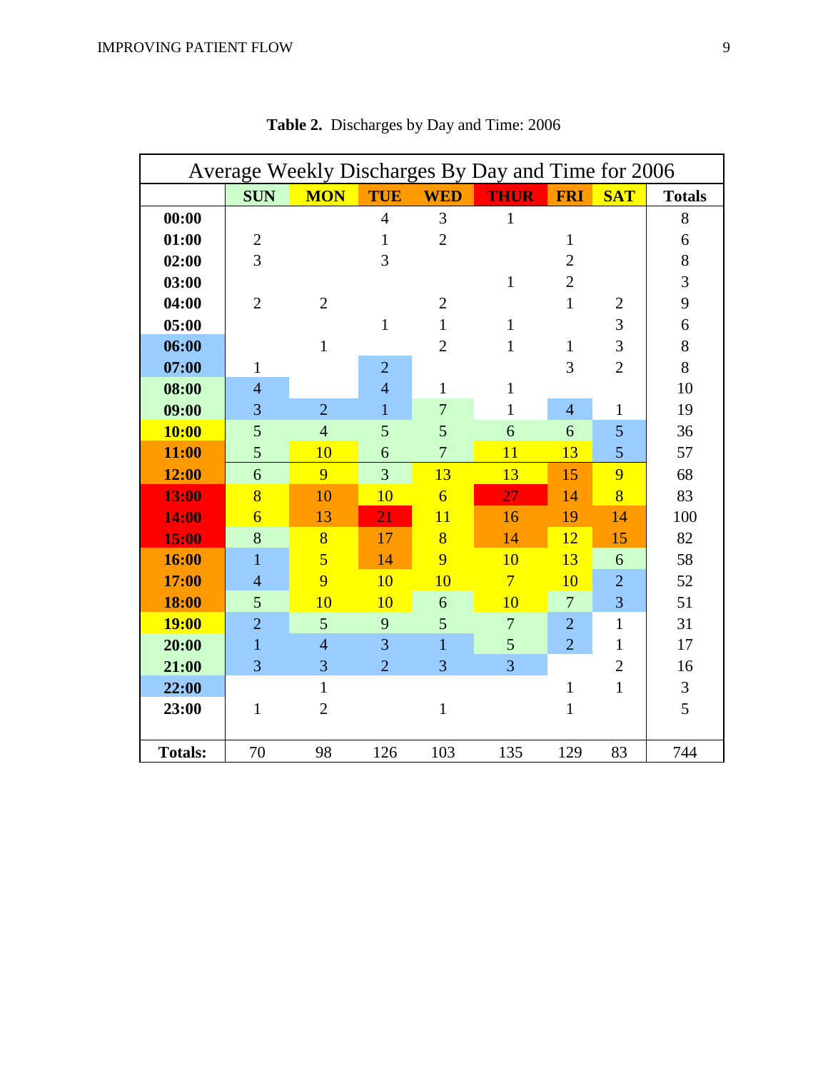**Table 2.** Discharges by Day and Time: 2006

| Average Weekly Discharges By Day and Time for 2006 | | | | | | | | |
|---|---|---|---|---|---|---|---|---|
| | **SUN** | **MON** | **TUE** | **WED** | **THUR** | **FRI** | **SAT** | **Totals** |
| **00:00** | | | 4 | 3 | 1 | | | 8 |
| **01:00** | 2 | | 1 | 2 | | 1 | | 6 |
| **02:00** | 3 | | 3 | | | 2 | | 8 |
| **03:00** | | | | | 1 | 2 | | 3 |
| **04:00** | 2 | 2 | | 2 | | 1 | 2 | 9 |
| **05:00** | | | 1 | 1 | 1 | | 3 | 6 |
| **06:00** | | 1 | | 2 | 1 | 1 | 3 | 8 |
| **07:00** | 1 | | 2 | | | 3 | 2 | 8 |
| **08:00** | 4 | | 4 | 1 | 1 | | | 10 |
| **09:00** | 3 | 2 | 1 | 7 | 1 | 4 | 1 | 19 |
| **10:00** | 5 | 4 | 5 | 5 | 6 | 6 | 5 | 36 |
| **11:00** | 5 | 10 | 6 | 7 | 11 | 13 | 5 | 57 |
| **12:00** | 6 | 9 | 3 | 13 | 13 | 15 | 9 | 68 |
| **13:00** | 8 | 10 | 10 | 6 | 27 | 14 | 8 | 83 |
| **14:00** | 6 | 13 | 21 | 11 | 16 | 19 | 14 | 100 |
| **15:00** | 8 | 8 | 17 | 8 | 14 | 12 | 15 | 82 |
| **16:00** | 1 | 5 | 14 | 9 | 10 | 13 | 6 | 58 |
| **17:00** | 4 | 9 | 10 | 10 | 7 | 10 | 2 | 52 |
| **18:00** | 5 | 10 | 10 | 6 | 10 | 7 | 3 | 51 |
| **19:00** | 2 | 5 | 9 | 5 | 7 | 2 | 1 | 31 |
| **20:00** | 1 | 4 | 3 | 1 | 5 | 2 | 1 | 17 |
| **21:00** | 3 | 3 | 2 | 3 | 3 | | 2 | 16 |
| **22:00** | | 1 | | | | 1 | 1 | 3 |
| **23:00** | 1 | 2 | | 1 | | 1 | | 5 |
| **Totals:** | 70 | 98 | 126 | 103 | 135 | 129 | 83 | 744 |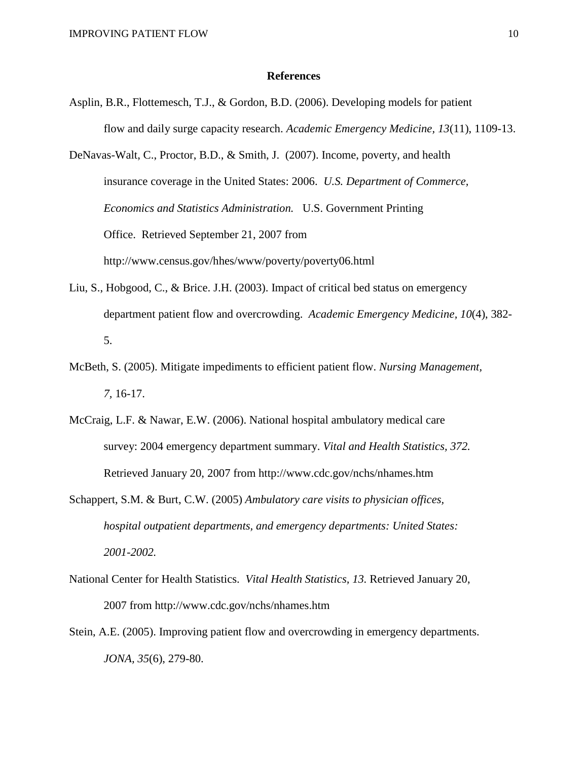**References**

Asplin, B.R., Flottemesch, T.J., & Gordon, B.D. (2006). Developing models for patient flow and daily surge capacity research. *Academic Emergency Medicine*, *13*(11), 1109-13.

DeNavas-Walt, C., Proctor, B.D., & Smith, J. (2007). Income, poverty, and health insurance coverage in the United States: 2006. *U.S. Department of Commerce, Economics and Statistics Administration.* U.S. Government Printing Office. Retrieved September 21, 2007 from http://www.census.gov/hhes/www/poverty/poverty06.html

Liu, S., Hobgood, C., & Brice. J.H. (2003). Impact of critical bed status on emergency department patient flow and overcrowding. *Academic Emergency Medicine, 10*(4), 382-5.

McBeth, S. (2005). Mitigate impediments to efficient patient flow. *Nursing Management*, *7*, 16-17.

McCraig, L.F. & Nawar, E.W. (2006). National hospital ambulatory medical care survey: 2004 emergency department summary. *Vital and Health Statistics, 372.* Retrieved January 20, 2007 from http://www.cdc.gov/nchs/nhames.htm

Schappert, S.M. & Burt, C.W. (2005) *Ambulatory care visits to physician offices, hospital outpatient departments, and emergency departments: United States: 2001-2002.*

National Center for Health Statistics. *Vital Health Statistics, 13.* Retrieved January 20, 2007 from http://www.cdc.gov/nchs/nhames.htm

Stein, A.E. (2005). Improving patient flow and overcrowding in emergency departments. *JONA, 35*(6), 279-80.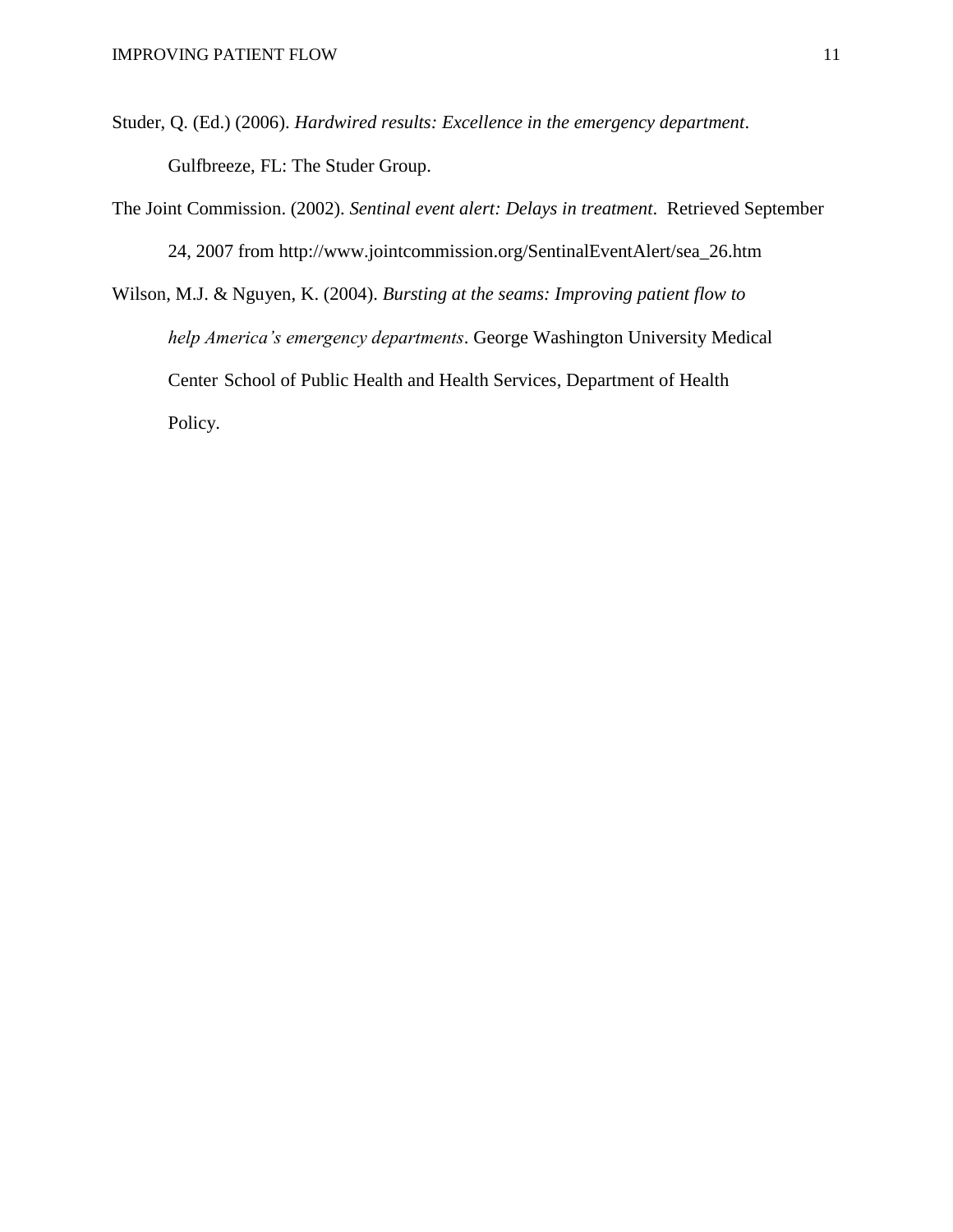Studer, Q. (Ed.) (2006). *Hardwired results: Excellence in the emergency department*. Gulfbreeze, FL: The Studer Group.

The Joint Commission. (2002). *Sentinal event alert: Delays in treatment*. Retrieved September 24, 2007 from http://www.jointcommission.org/SentinalEventAlert/sea_26.htm

Wilson, M.J. & Nguyen, K. (2004). *Bursting at the seams: Improving patient flow to help America's emergency departments*. George Washington University Medical Center School of Public Health and Health Services, Department of Health Policy.